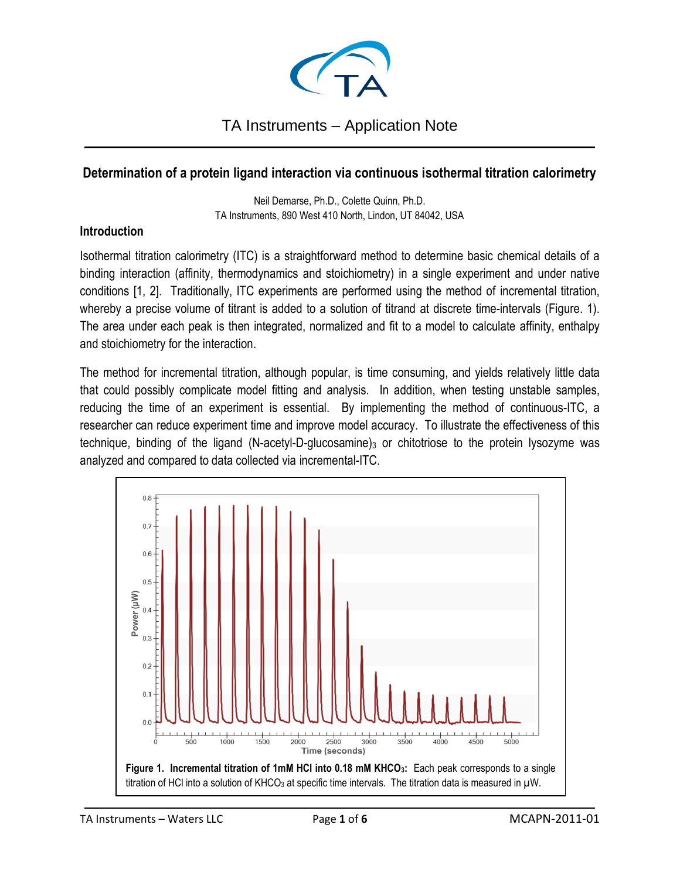TA Instruments – Application Note

## Determination of a protein ligand interaction via continuous isothermal titration calorimetry

Neil Demarse, Ph.D., Colette Quinn, Ph.D.
TA Instruments, 890 West 410 North, Lindon, UT 84042, USA

### Introduction

Isothermal titration calorimetry (ITC) is a straightforward method to determine basic chemical details of a binding interaction (affinity, thermodynamics and stoichiometry) in a single experiment and under native conditions [1, 2]. Traditionally, ITC experiments are performed using the method of incremental titration, whereby a precise volume of titrant is added to a solution of titrand at discrete time-intervals (Figure. 1). The area under each peak is then integrated, normalized and fit to a model to calculate affinity, enthalpy and stoichiometry for the interaction.

The method for incremental titration, although popular, is time consuming, and yields relatively little data that could possibly complicate model fitting and analysis. In addition, when testing unstable samples, reducing the time of an experiment is essential. By implementing the method of continuous-ITC, a researcher can reduce experiment time and improve model accuracy. To illustrate the effectiveness of this technique, binding of the ligand (N-acetyl-D-glucosamine)$_3$ or chitotriose to the protein lysozyme was analyzed and compared to data collected via incremental-ITC.

**Figure 1. Incremental titration of 1mM HCl into 0.18 mM $KHCO_3$:** Each peak corresponds to a single titration of HCl into a solution of $KHCO_3$ at specific time intervals. The titration data is measured in µW.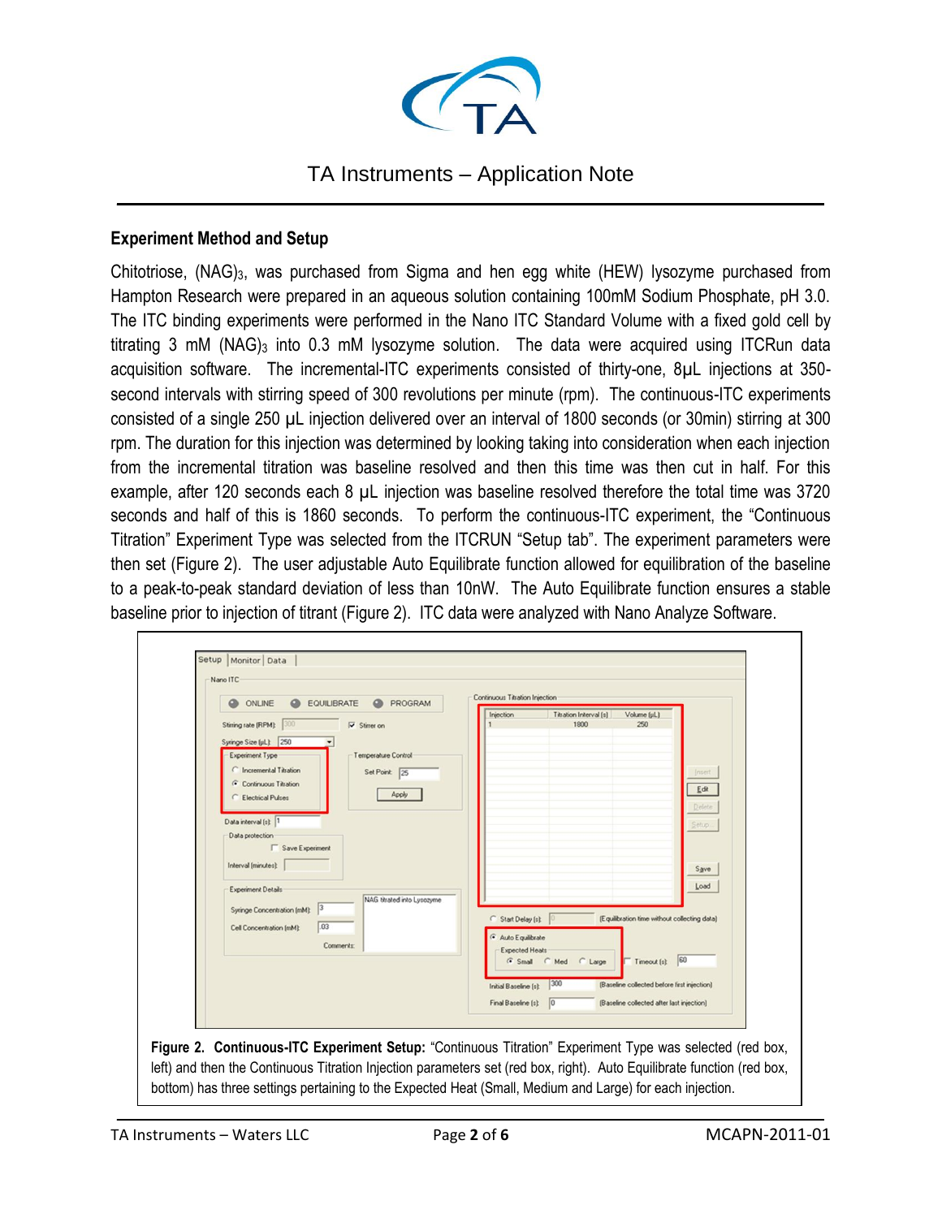## Experiment Method and Setup

Chitotriose, $(NAG)_3$, was purchased from Sigma and hen egg white (HEW) lysozyme purchased from Hampton Research were prepared in an aqueous solution containing 100mM Sodium Phosphate, pH 3.0. The ITC binding experiments were performed in the Nano ITC Standard Volume with a fixed gold cell by titrating 3 mM $(NAG)_3$ into 0.3 mM lysozyme solution. The data were acquired using ITCRun data acquisition software. The incremental-ITC experiments consisted of thirty-one, 8μL injections at 350-second intervals with stirring speed of 300 revolutions per minute (rpm). The continuous-ITC experiments consisted of a single 250 μL injection delivered over an interval of 1800 seconds (or 30min) stirring at 300 rpm. The duration for this injection was determined by looking taking into consideration when each injection from the incremental titration was baseline resolved and then this time was then cut in half. For this example, after 120 seconds each 8 μL injection was baseline resolved therefore the total time was 3720 seconds and half of this is 1860 seconds. To perform the continuous-ITC experiment, the "Continuous Titration" Experiment Type was selected from the ITCRUN "Setup tab". The experiment parameters were then set (Figure 2). The user adjustable Auto Equilibrate function allowed for equilibration of the baseline to a peak-to-peak standard deviation of less than 10nW. The Auto Equilibrate function ensures a stable baseline prior to injection of titrant (Figure 2). ITC data were analyzed with Nano Analyze Software.

**Figure 2. Continuous-ITC Experiment Setup:** "Continuous Titration" Experiment Type was selected (red box, left) and then the Continuous Titration Injection parameters set (red box, right). Auto Equilibrate function (red box, bottom) has three settings pertaining to the Expected Heat (Small, Medium and Large) for each injection.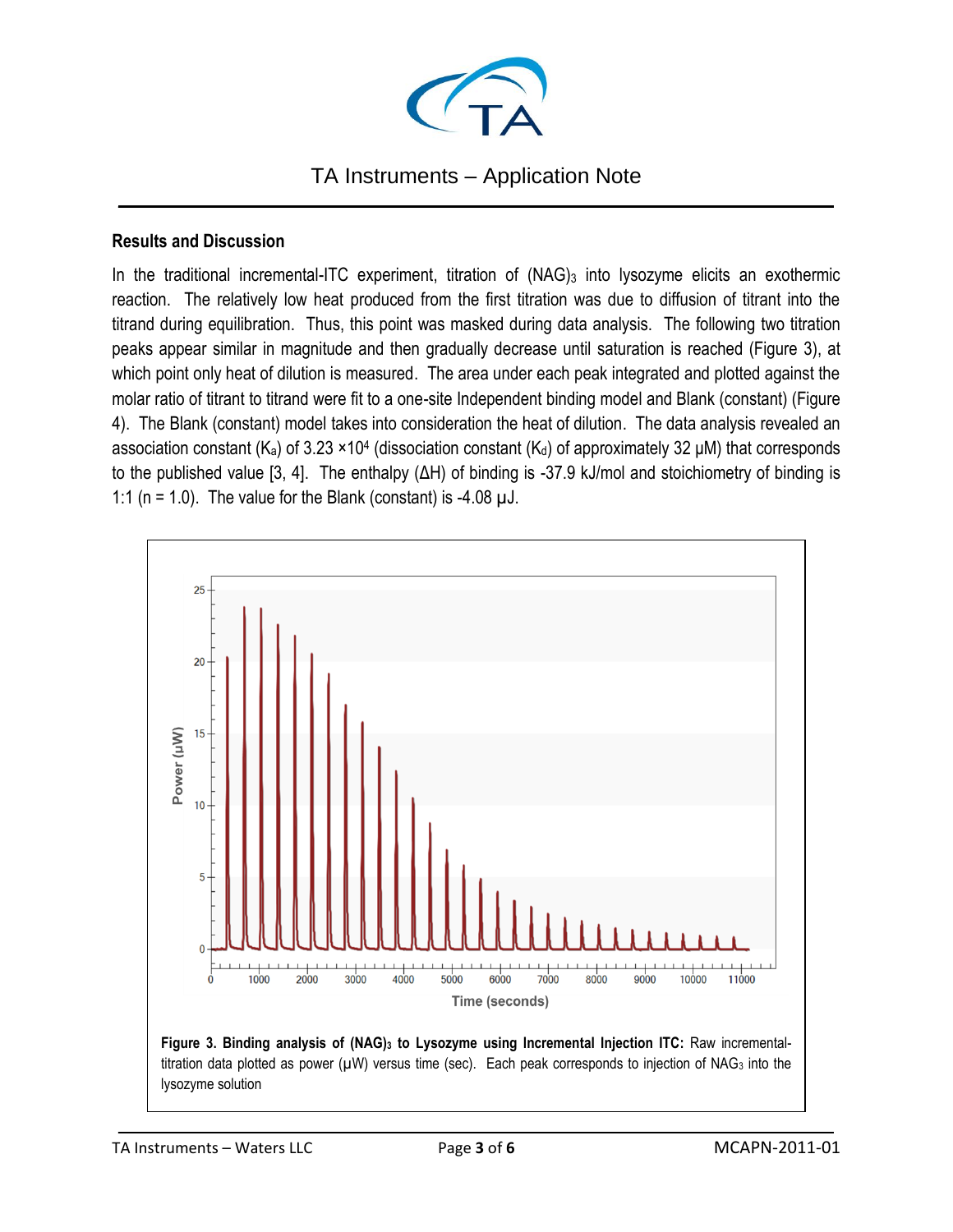## Results and Discussion

In the traditional incremental-ITC experiment, titration of $(NAG)_3$ into lysozyme elicits an exothermic reaction. The relatively low heat produced from the first titration was due to diffusion of titrant into the titrand during equilibration. Thus, this point was masked during data analysis. The following two titration peaks appear similar in magnitude and then gradually decrease until saturation is reached (Figure 3), at which point only heat of dilution is measured. The area under each peak integrated and plotted against the molar ratio of titrant to titrand were fit to a one-site Independent binding model and Blank (constant) (Figure 4). The Blank (constant) model takes into consideration the heat of dilution. The data analysis revealed an association constant ($K_a$) of 3.23 $\times 10^4$ (dissociation constant ($K_d$) of approximately 32 μM) that corresponds to the published value [3, 4]. The enthalpy (ΔH) of binding is -37.9 kJ/mol and stoichiometry of binding is 1:1 (n = 1.0). The value for the Blank (constant) is -4.08 μJ.

**Figure 3. Binding analysis of $(NAG)_3$ to Lysozyme using Incremental Injection ITC:** Raw incremental-titration data plotted as power (μW) versus time (sec). Each peak corresponds to injection of $NAG_3$ into the lysozyme solution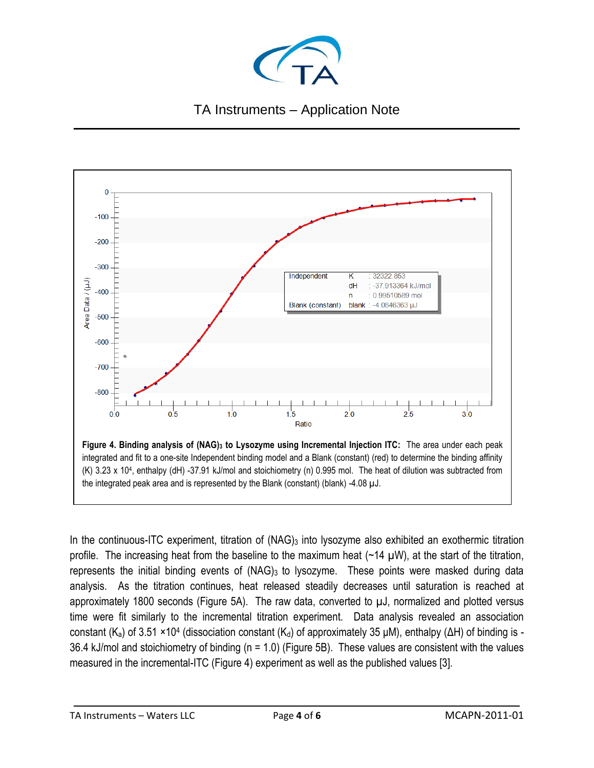**Figure 4. Binding analysis of $(NAG)_3$ to Lysozyme using Incremental Injection ITC:** The area under each peak integrated and fit to a one-site Independent binding model and a Blank (constant) (red) to determine the binding affinity (K) $3.23 \times 10^4$, enthalpy (dH) -37.91 kJ/mol and stoichiometry (n) 0.995 mol. The heat of dilution was subtracted from the integrated peak area and is represented by the Blank (constant) (blank) -4.08 µJ.

In the continuous-ITC experiment, titration of $(NAG)_3$ into lysozyme also exhibited an exothermic titration profile. The increasing heat from the baseline to the maximum heat (~14 µW), at the start of the titration, represents the initial binding events of $(NAG)_3$ to lysozyme. These points were masked during data analysis. As the titration continues, heat released steadily decreases until saturation is reached at approximately 1800 seconds (Figure 5A). The raw data, converted to µJ, normalized and plotted versus time were fit similarly to the incremental titration experiment. Data analysis revealed an association constant ($K_a$) of $3.51 \times 10^4$ (dissociation constant ($K_d$) of approximately 35 µM), enthalpy ($\Delta H$) of binding is -36.4 kJ/mol and stoichiometry of binding (n = 1.0) (Figure 5B). These values are consistent with the values measured in the incremental-ITC (Figure 4) experiment as well as the published values [3].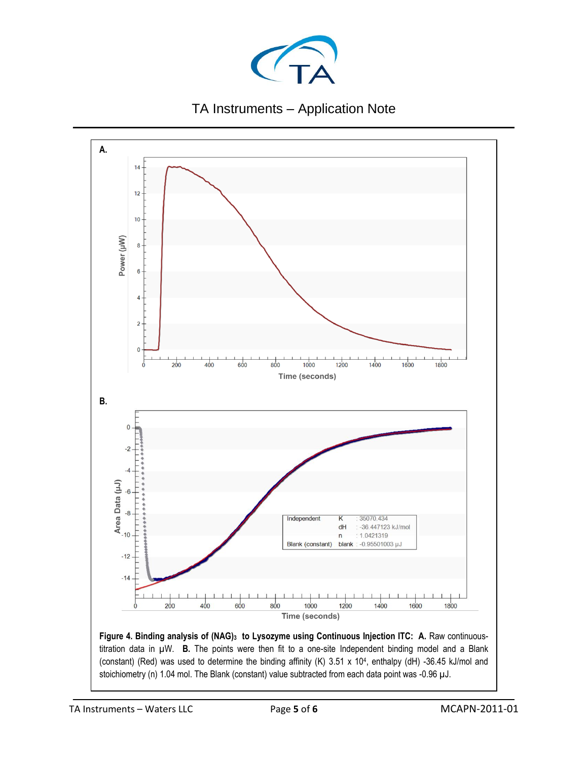A.

B.

| Independent | K | : 35070.434 |
| --- | --- | --- |
| | dH | : -36.447123 kJ/mol |
| | n | : 1.0421319 |
| Blank (constant) | blank | : -0.95501003 µJ |

**Figure 4. Binding analysis of $(NAG)_3$ to Lysozyme using Continuous Injection ITC: A.** Raw continuous-titration data in µW. **B.** The points were then fit to a one-site Independent binding model and a Blank (constant) (Red) was used to determine the binding affinity (K) $3.51 \times 10^4$, enthalpy (dH) -36.45 kJ/mol and stoichiometry (n) 1.04 mol. The Blank (constant) value subtracted from each data point was -0.96 µJ.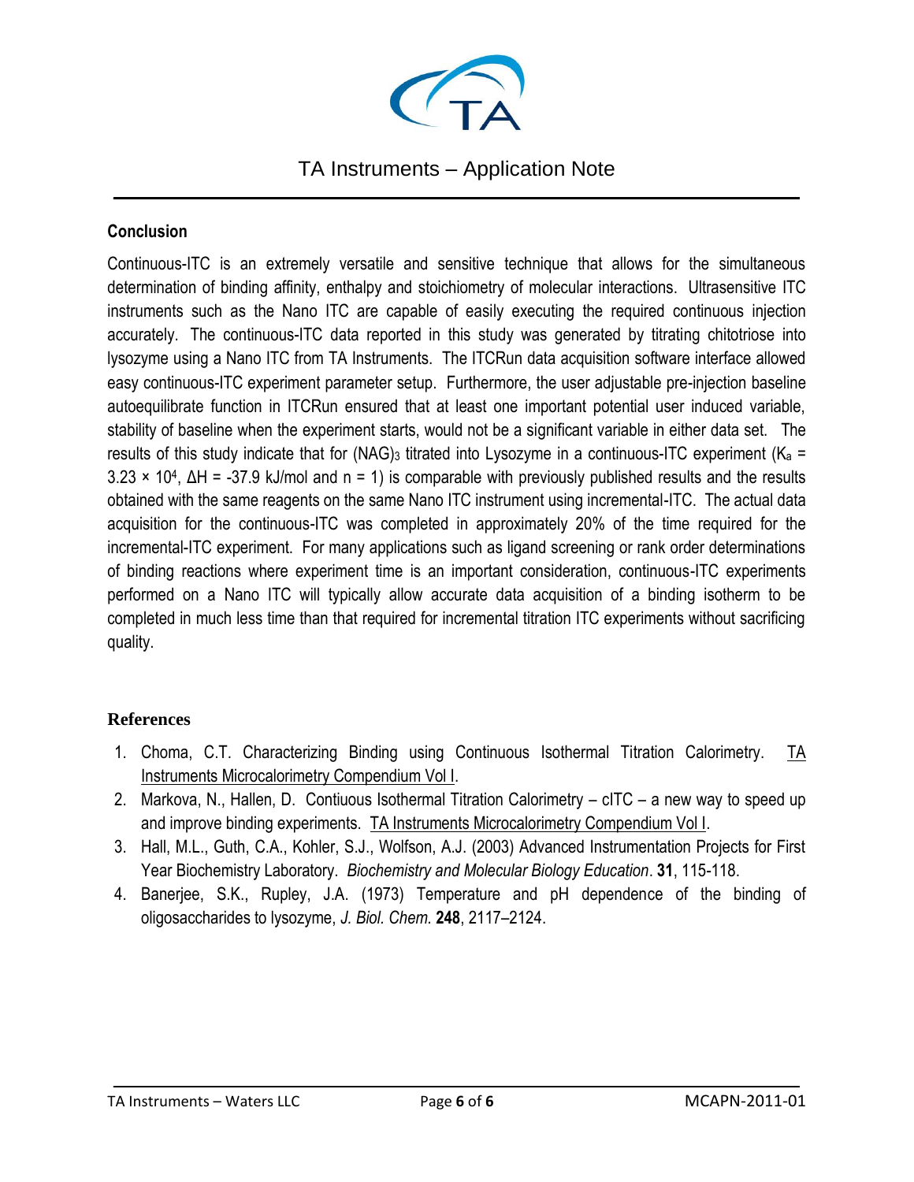## Conclusion

Continuous-ITC is an extremely versatile and sensitive technique that allows for the simultaneous determination of binding affinity, enthalpy and stoichiometry of molecular interactions. Ultrasensitive ITC instruments such as the Nano ITC are capable of easily executing the required continuous injection accurately. The continuous-ITC data reported in this study was generated by titrating chitotriose into lysozyme using a Nano ITC from TA Instruments. The ITCRun data acquisition software interface allowed easy continuous-ITC experiment parameter setup. Furthermore, the user adjustable pre-injection baseline autoequilibrate function in ITCRun ensured that at least one important potential user induced variable, stability of baseline when the experiment starts, would not be a significant variable in either data set. The results of this study indicate that for $(NAG)_3$ titrated into Lysozyme in a continuous-ITC experiment ($K_a$ = $3.23 \times 10^4$, $\Delta H$ = -37.9 kJ/mol and n = 1) is comparable with previously published results and the results obtained with the same reagents on the same Nano ITC instrument using incremental-ITC. The actual data acquisition for the continuous-ITC was completed in approximately 20% of the time required for the incremental-ITC experiment. For many applications such as ligand screening or rank order determinations of binding reactions where experiment time is an important consideration, continuous-ITC experiments performed on a Nano ITC will typically allow accurate data acquisition of a binding isotherm to be completed in much less time than that required for incremental titration ITC experiments without sacrificing quality.

## References

1. Choma, C.T. Characterizing Binding using Continuous Isothermal Titration Calorimetry. TA Instruments Microcalorimetry Compendium Vol I.
2. Markova, N., Hallen, D. Contiuous Isothermal Titration Calorimetry – cITC – a new way to speed up and improve binding experiments. TA Instruments Microcalorimetry Compendium Vol I.
3. Hall, M.L., Guth, C.A., Kohler, S.J., Wolfson, A.J. (2003) Advanced Instrumentation Projects for First Year Biochemistry Laboratory. *Biochemistry and Molecular Biology Education*. **31**, 115-118.
4. Banerjee, S.K., Rupley, J.A. (1973) Temperature and pH dependence of the binding of oligosaccharides to lysozyme, *J. Biol. Chem.* **248**, 2117–2124.